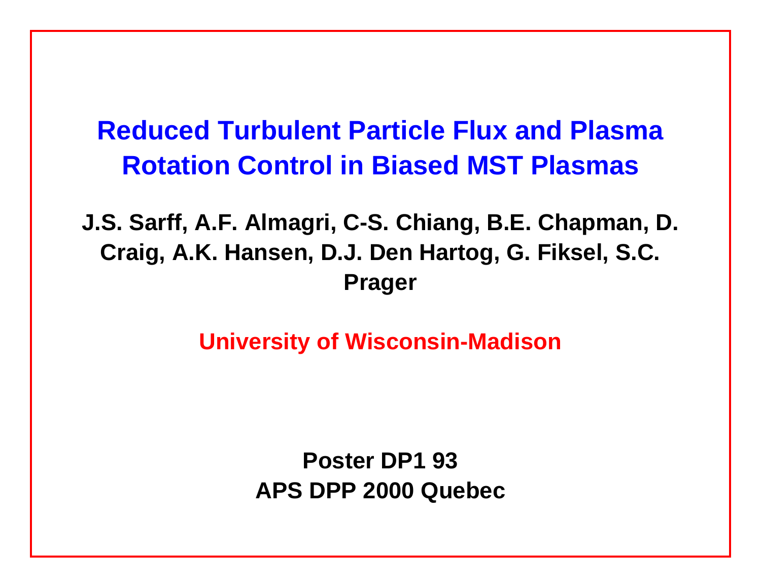# Reduced Turbulent Particle Flux and Plasma Rotation Control in Biased MST Plasmas

**J.S. Sarff, A.F. Almagri, C-S. Chiang, B.E. Chapman, D. Craig, A.K. Hansen, D.J. Den Hartog, G. Fiksel, S.C. Prager**

**University of Wisconsin-Madison**

**Poster DP1 93**
**APS DPP 2000 Quebec**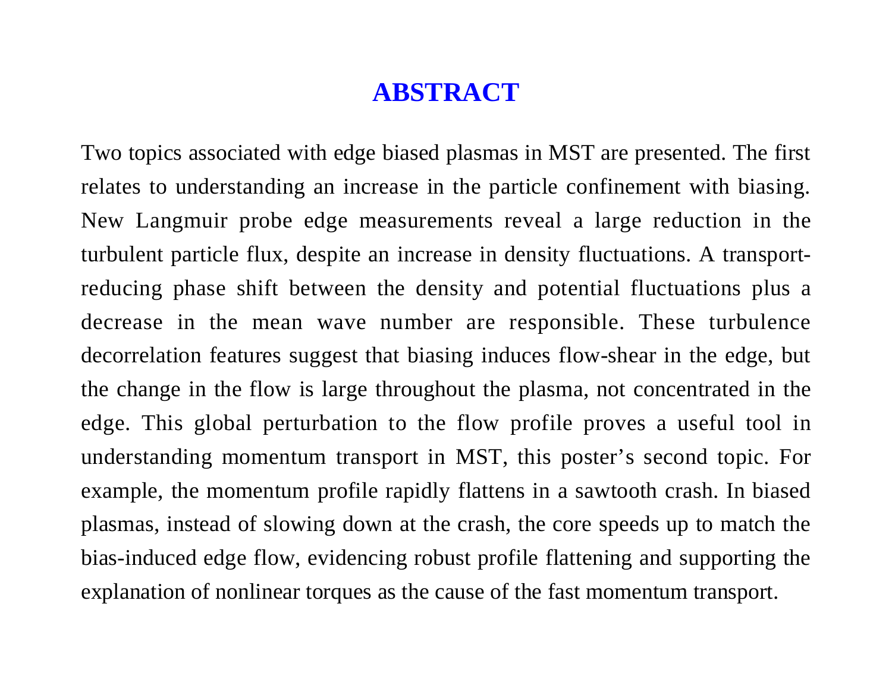# ABSTRACT

Two topics associated with edge biased plasmas in MST are presented. The first relates to understanding an increase in the particle confinement with biasing. New Langmuir probe edge measurements reveal a large reduction in the turbulent particle flux, despite an increase in density fluctuations. A transport-reducing phase shift between the density and potential fluctuations plus a decrease in the mean wave number are responsible. These turbulence decorrelation features suggest that biasing induces flow-shear in the edge, but the change in the flow is large throughout the plasma, not concentrated in the edge. This global perturbation to the flow profile proves a useful tool in understanding momentum transport in MST, this poster's second topic. For example, the momentum profile rapidly flattens in a sawtooth crash. In biased plasmas, instead of slowing down at the crash, the core speeds up to match the bias-induced edge flow, evidencing robust profile flattening and supporting the explanation of nonlinear torques as the cause of the fast momentum transport.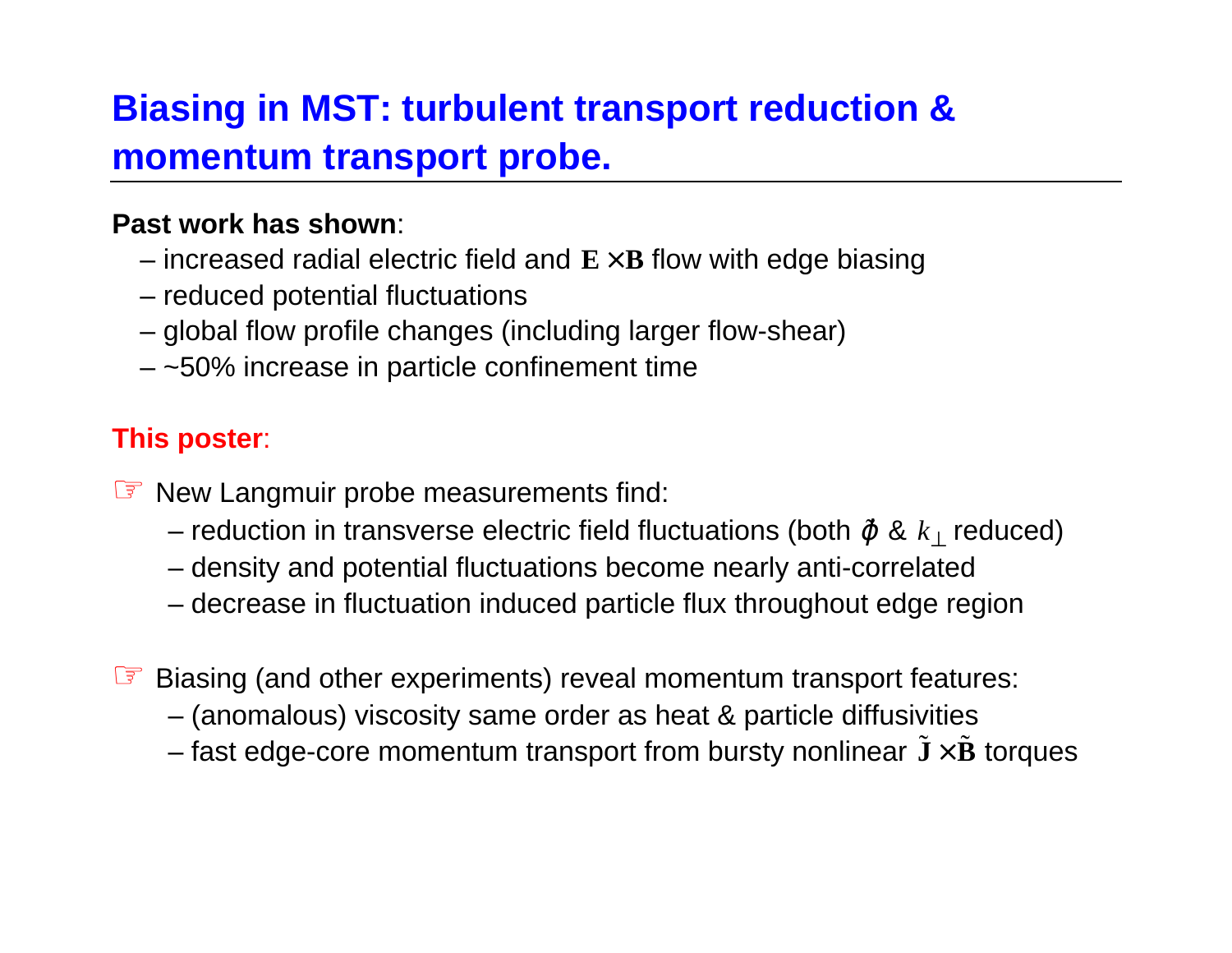# Biasing in MST: turbulent transport reduction & momentum transport probe.

**Past work has shown**:

- increased radial electric field and $\mathbf{E} \times \mathbf{B}$ flow with edge biasing
- reduced potential fluctuations
- global flow profile changes (including larger flow-shear)
- ~50% increase in particle confinement time

**This poster**:

☞ New Langmuir probe measurements find:

- reduction in transverse electric field fluctuations (both $\tilde{\phi}$ & $k_\perp$ reduced)
- density and potential fluctuations become nearly anti-correlated
- decrease in fluctuation induced particle flux throughout edge region

☞ Biasing (and other experiments) reveal momentum transport features:

- (anomalous) viscosity same order as heat & particle diffusivities
- fast edge-core momentum transport from bursty nonlinear $\tilde{\mathbf{J}} \times \tilde{\mathbf{B}}$ torques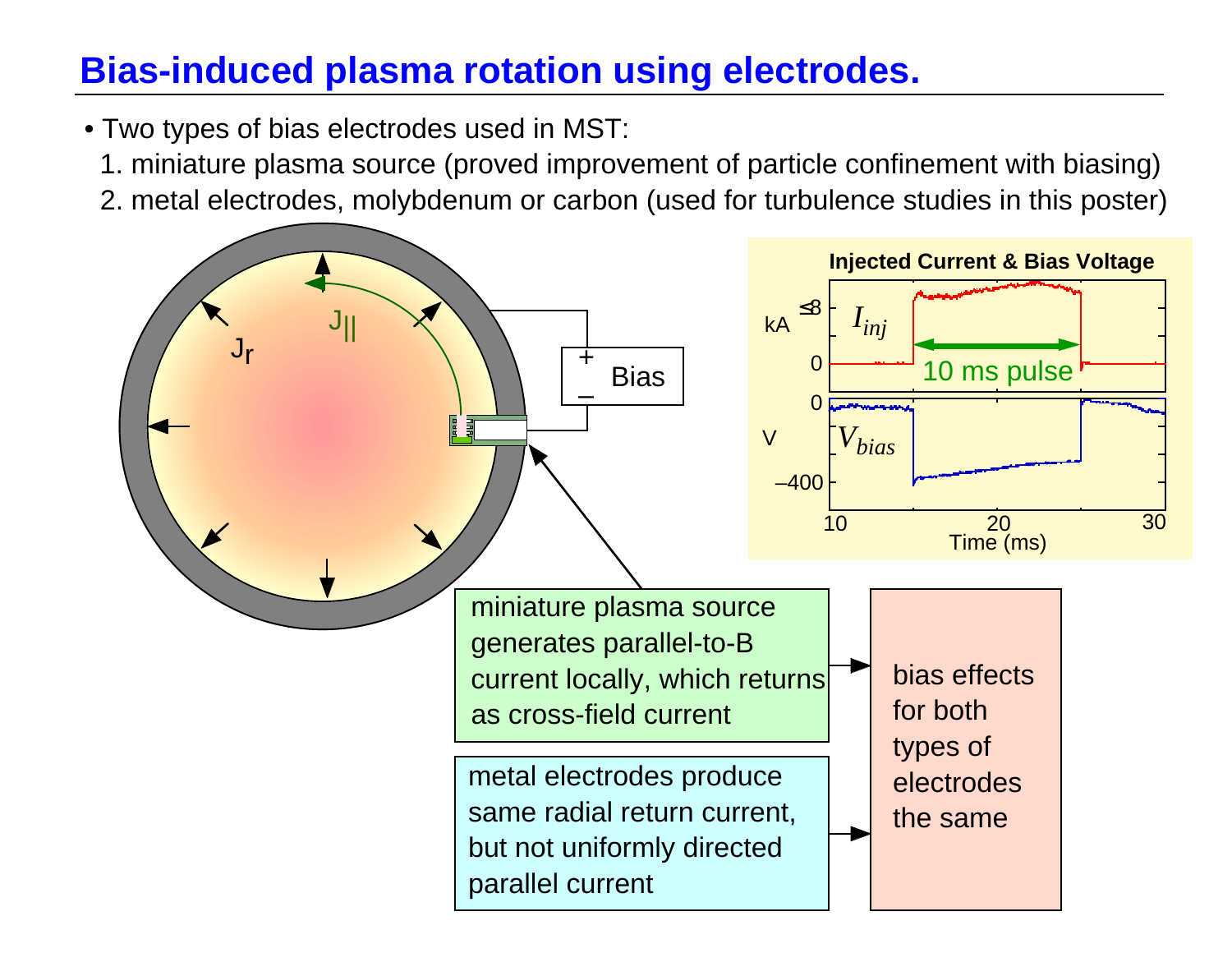# Bias-induced plasma rotation using electrodes.

- Two types of bias electrodes used in MST:
  1. miniature plasma source (proved improvement of particle confinement with biasing)
  2. metal electrodes, molybdenum or carbon (used for turbulence studies in this poster)

$J_r$

$J_{||}$

Bias

**Injected Current & Bias Voltage**

kA ≤8, 0 — $I_{inj}$ — 10 ms pulse

V 0, –400 — $V_{bias}$

10, 20, 30 — Time (ms)

miniature plasma source generates parallel-to-B current locally, which returns as cross-field current

metal electrodes produce same radial return current, but not uniformly directed parallel current

bias effects for both types of electrodes the same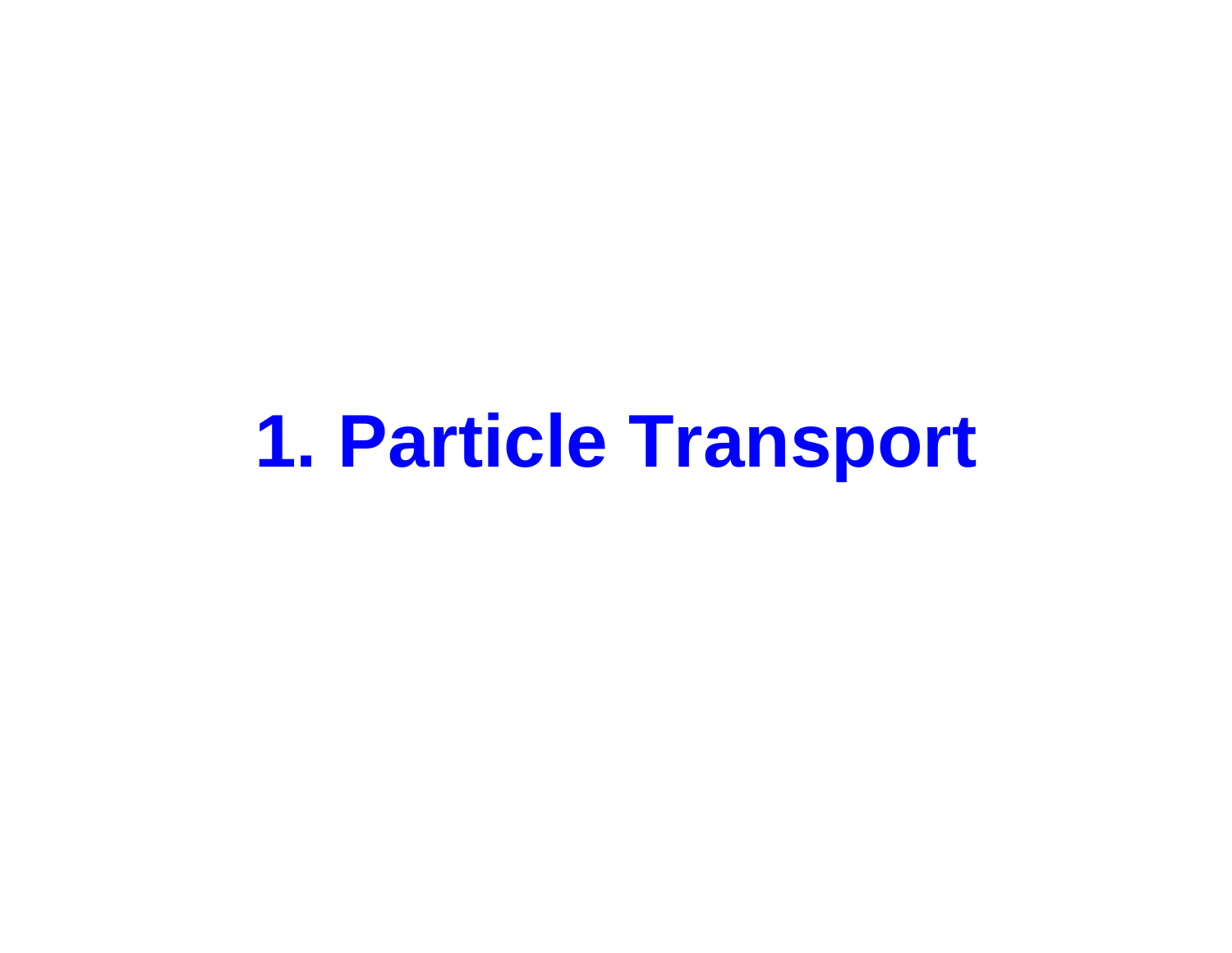# 1. Particle Transport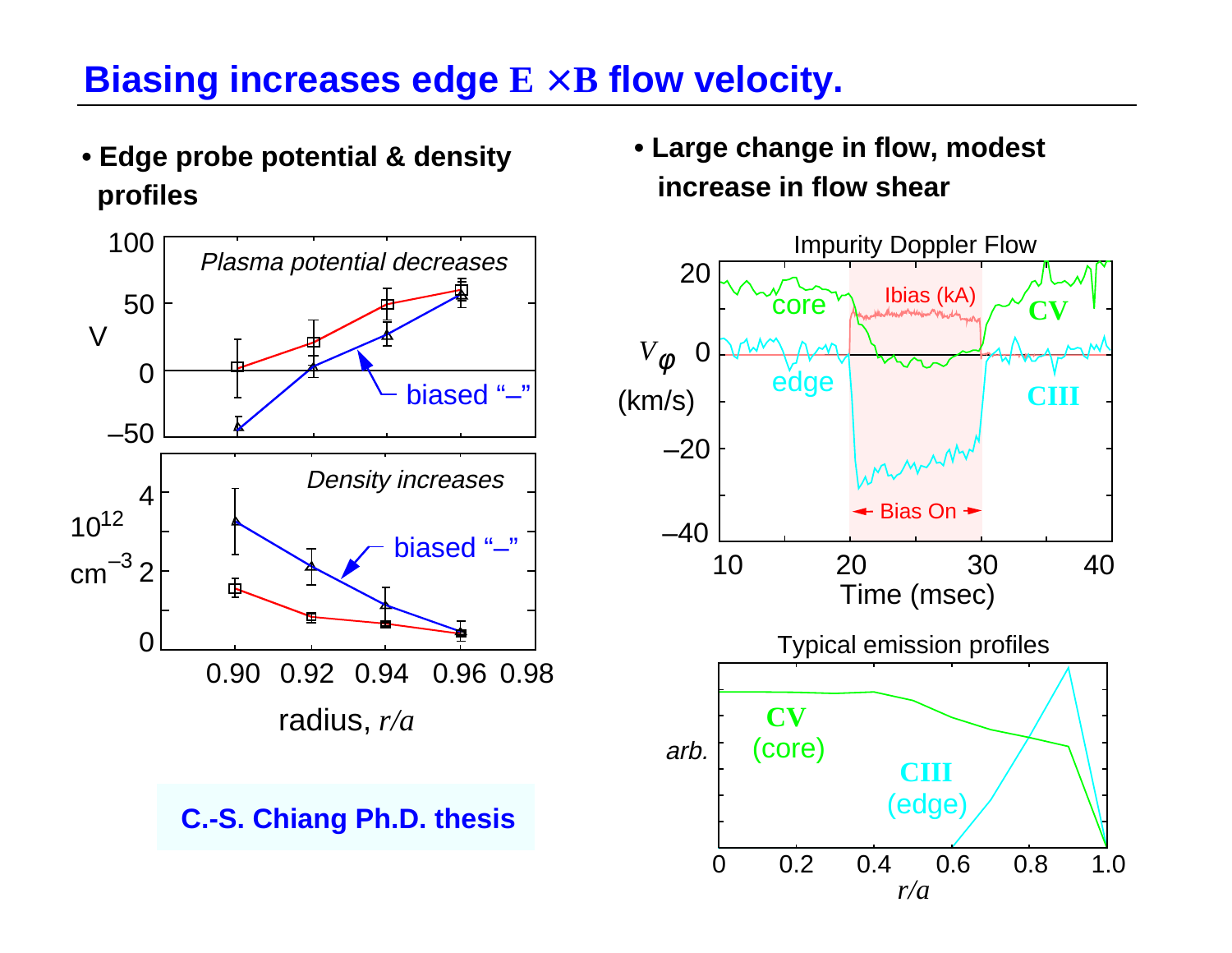# Biasing increases edge $\mathbf{E} \times \mathbf{B}$ flow velocity.

- **Edge probe potential & density profiles**

*Plasma potential decreases*

biased "–"

*Density increases*

biased "–"

radius, $r/a$

**C.-S. Chiang Ph.D. thesis**

- **Large change in flow, modest increase in flow shear**

Impurity Doppler Flow

$V_\varphi$ (km/s)

Ibias (kA)

core — CV

edge — CIII

Bias On

Time (msec)

Typical emission profiles

CV (core)

CIII (edge)

$r/a$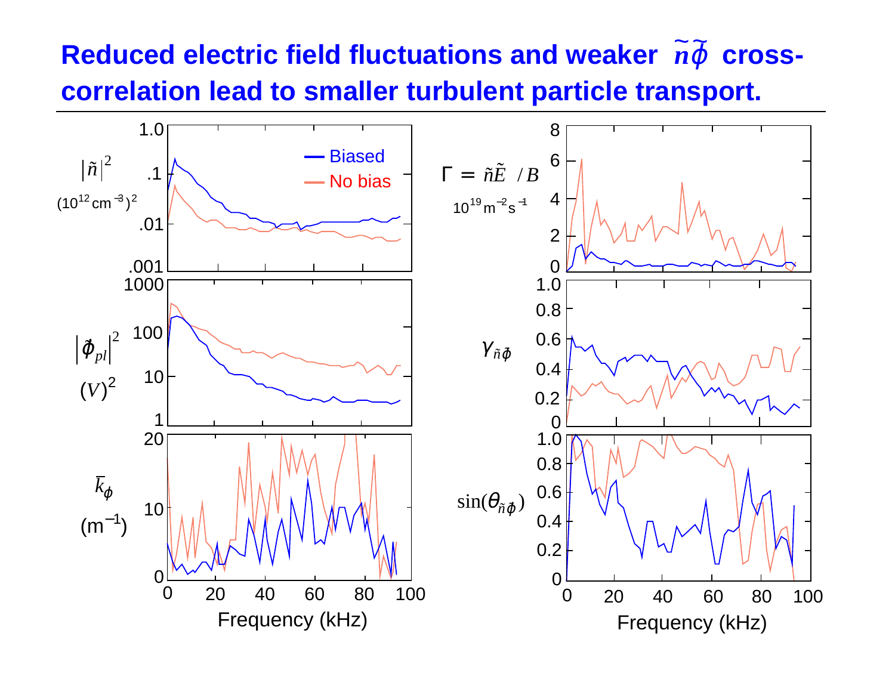# Reduced electric field fluctuations and weaker $\tilde{n}\tilde{\phi}$ cross-correlation lead to smaller turbulent particle transport.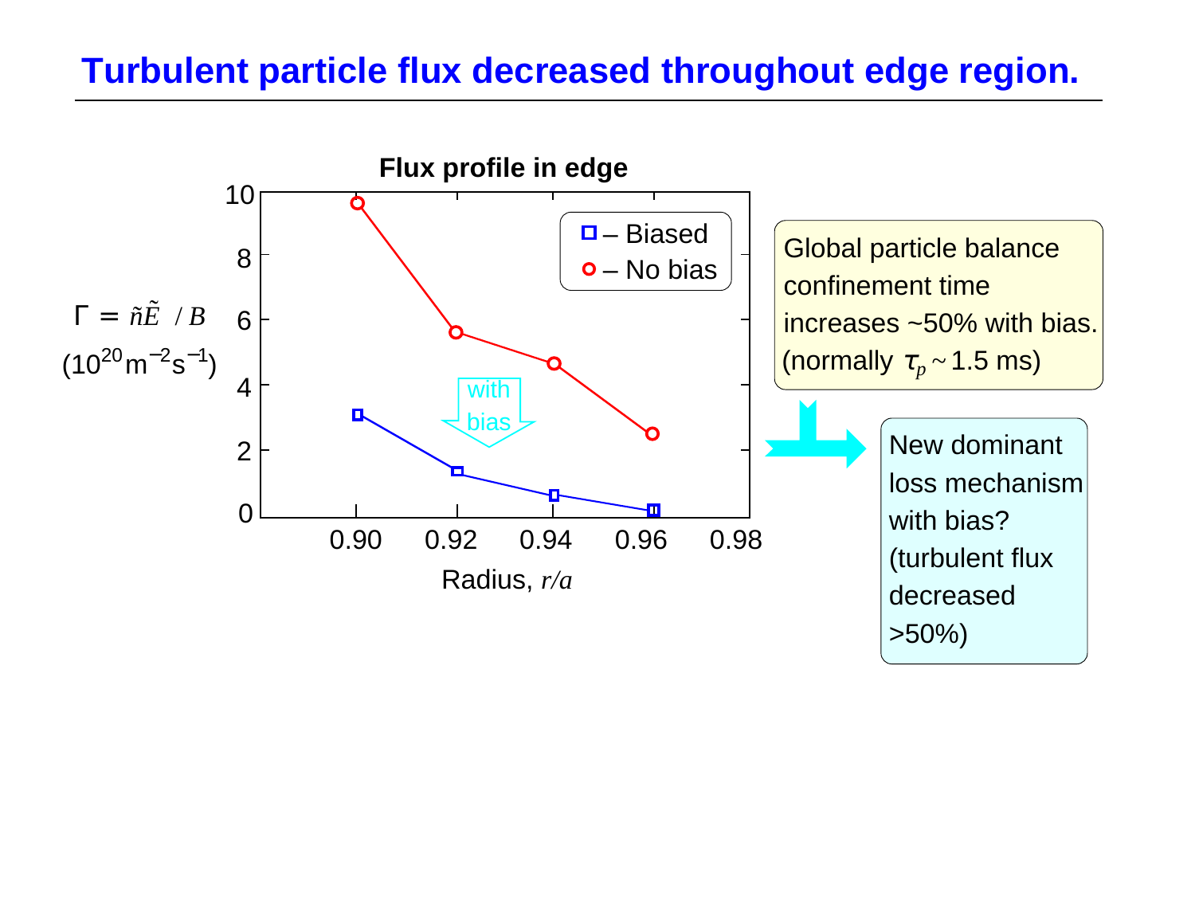# Turbulent particle flux decreased throughout edge region.

**Flux profile in edge**

$\Gamma = \tilde{n}\tilde{E} / B$ ($10^{20}$ m$^{-2}$s$^{-1}$)

| Radius, $r/a$ | Biased | No bias |
|---|---|---|
| 0.90 | ~3.1 | ~9.6 |
| 0.92 | ~1.4 | ~5.6 |
| 0.94 | ~0.6 | ~4.7 |
| 0.96 | ~0.2 | ~2.5 |

with bias

Global particle balance confinement time increases ~50% with bias. (normally $\tau_p \sim 1.5$ ms)

New dominant loss mechanism with bias? (turbulent flux decreased >50%)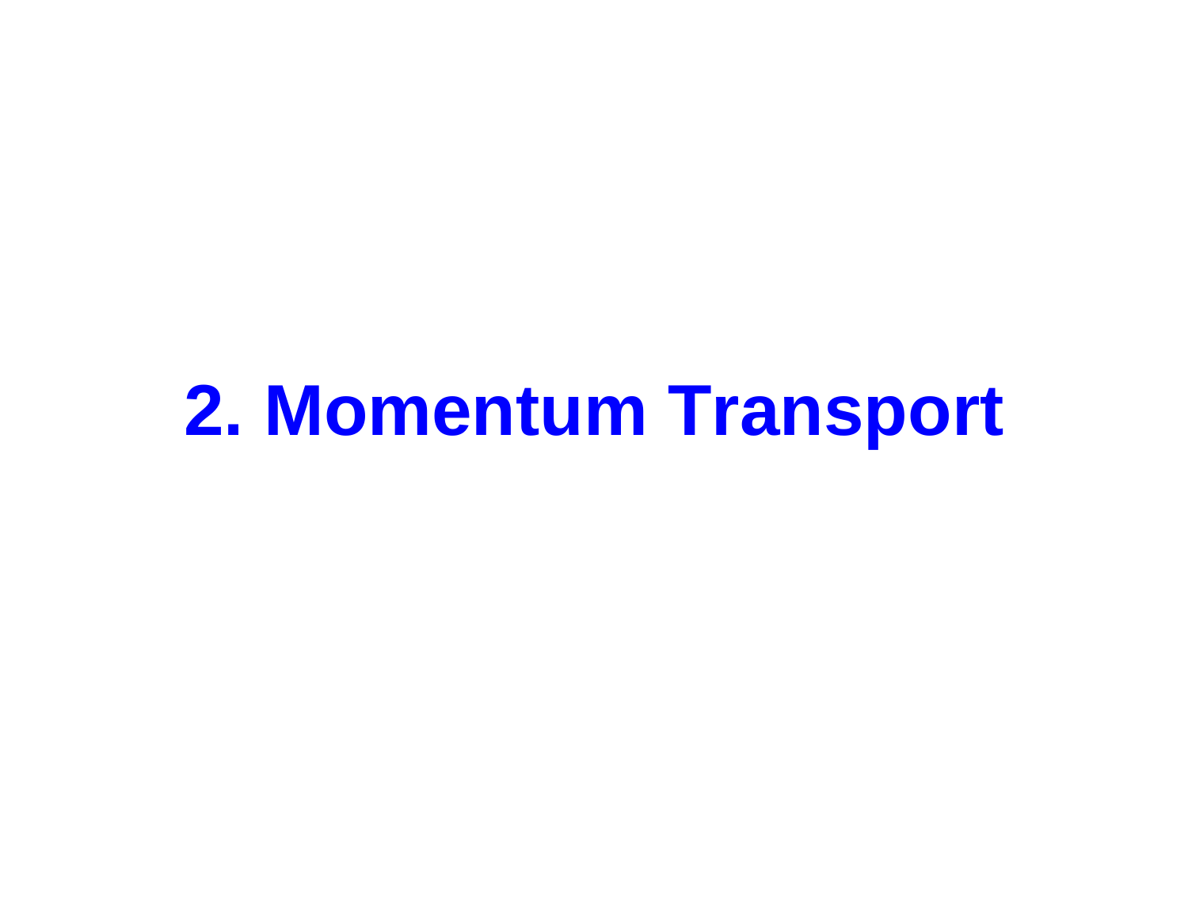# 2. Momentum Transport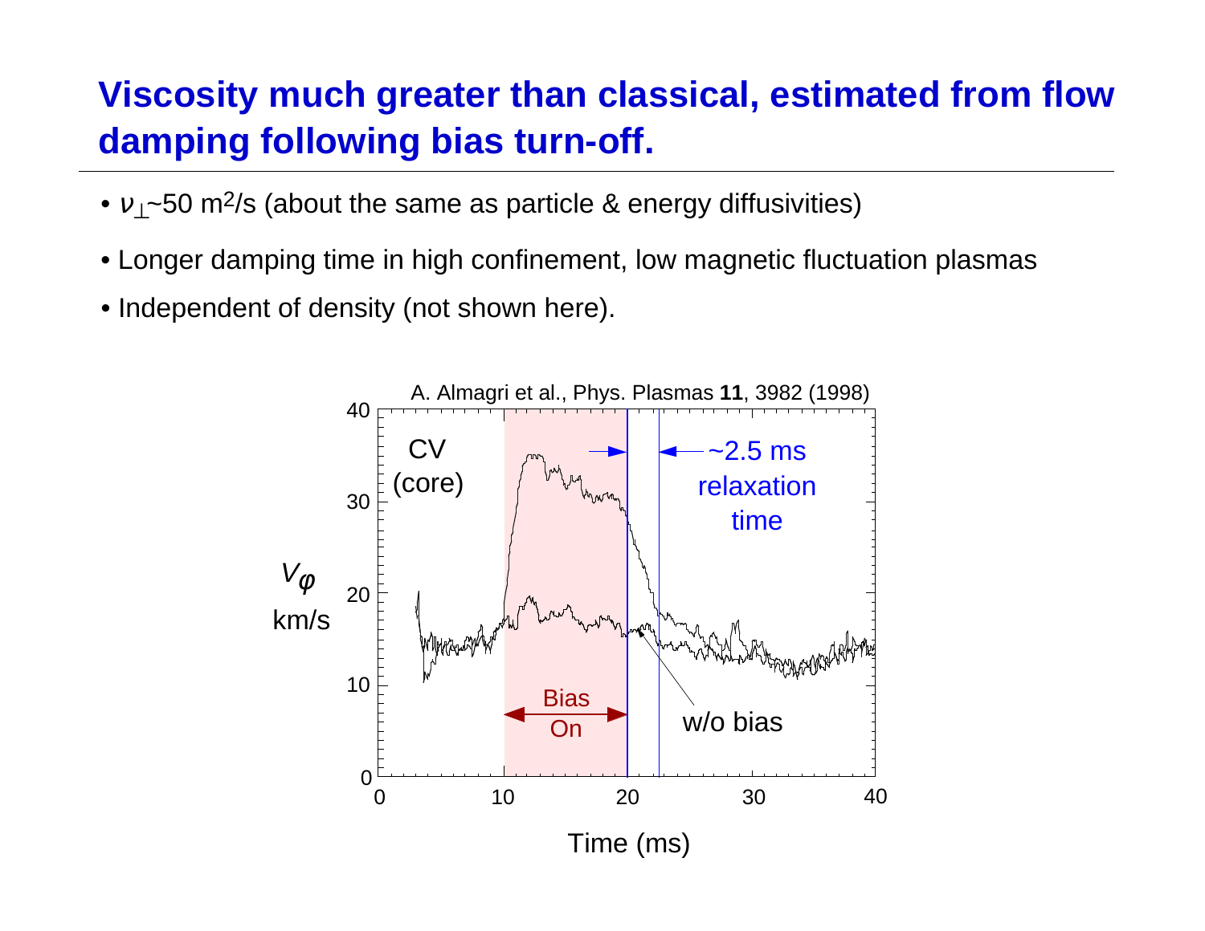# Viscosity much greater than classical, estimated from flow damping following bias turn-off.

- $\nu_\perp$~50 $m^2$/s (about the same as particle & energy diffusivities)
- Longer damping time in high confinement, low magnetic fluctuation plasmas
- Independent of density (not shown here).

A. Almagri et al., Phys. Plasmas **11**, 3982 (1998)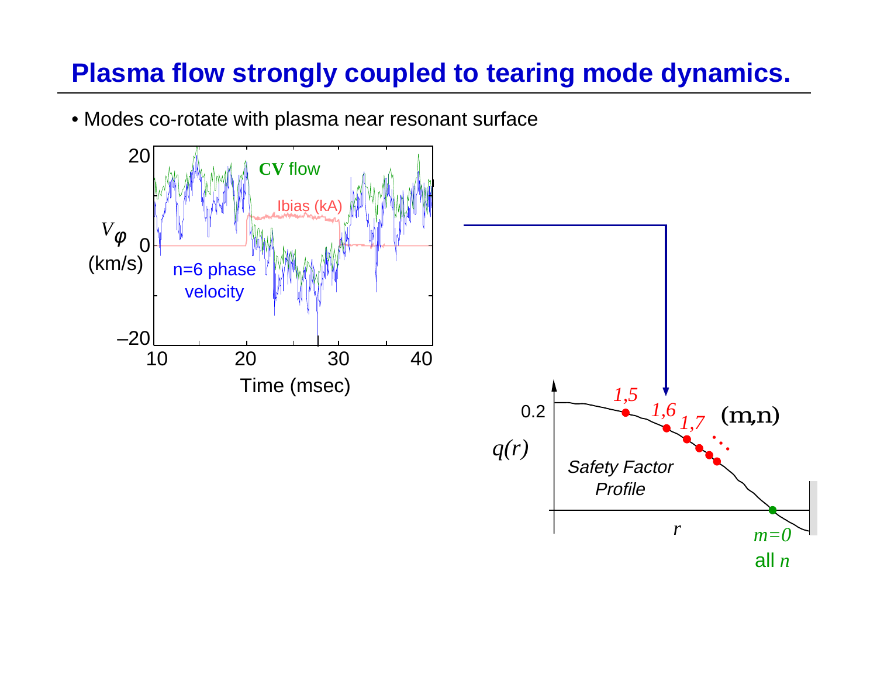# Plasma flow strongly coupled to tearing mode dynamics.

- Modes co-rotate with plasma near resonant surface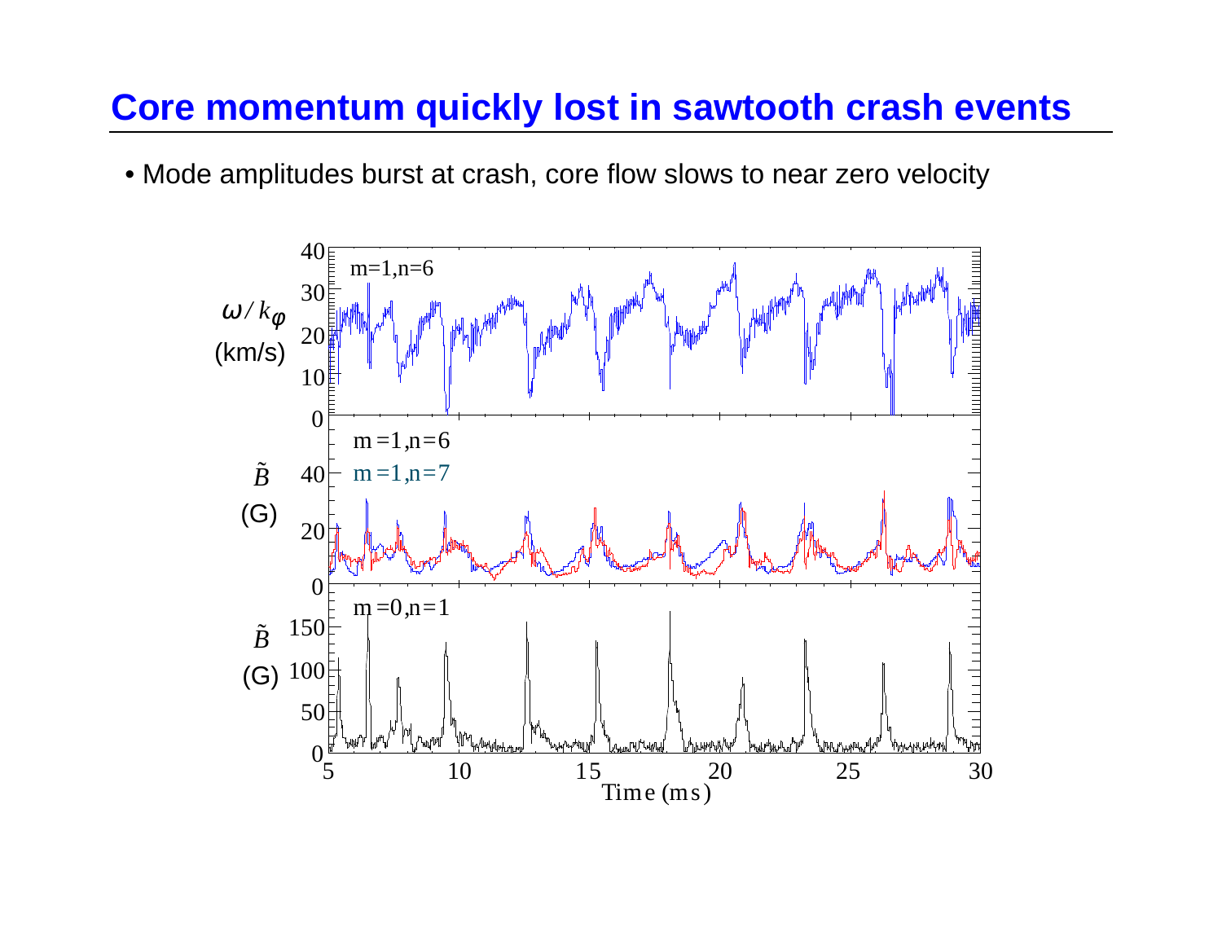# Core momentum quickly lost in sawtooth crash events

- Mode amplitudes burst at crash, core flow slows to near zero velocity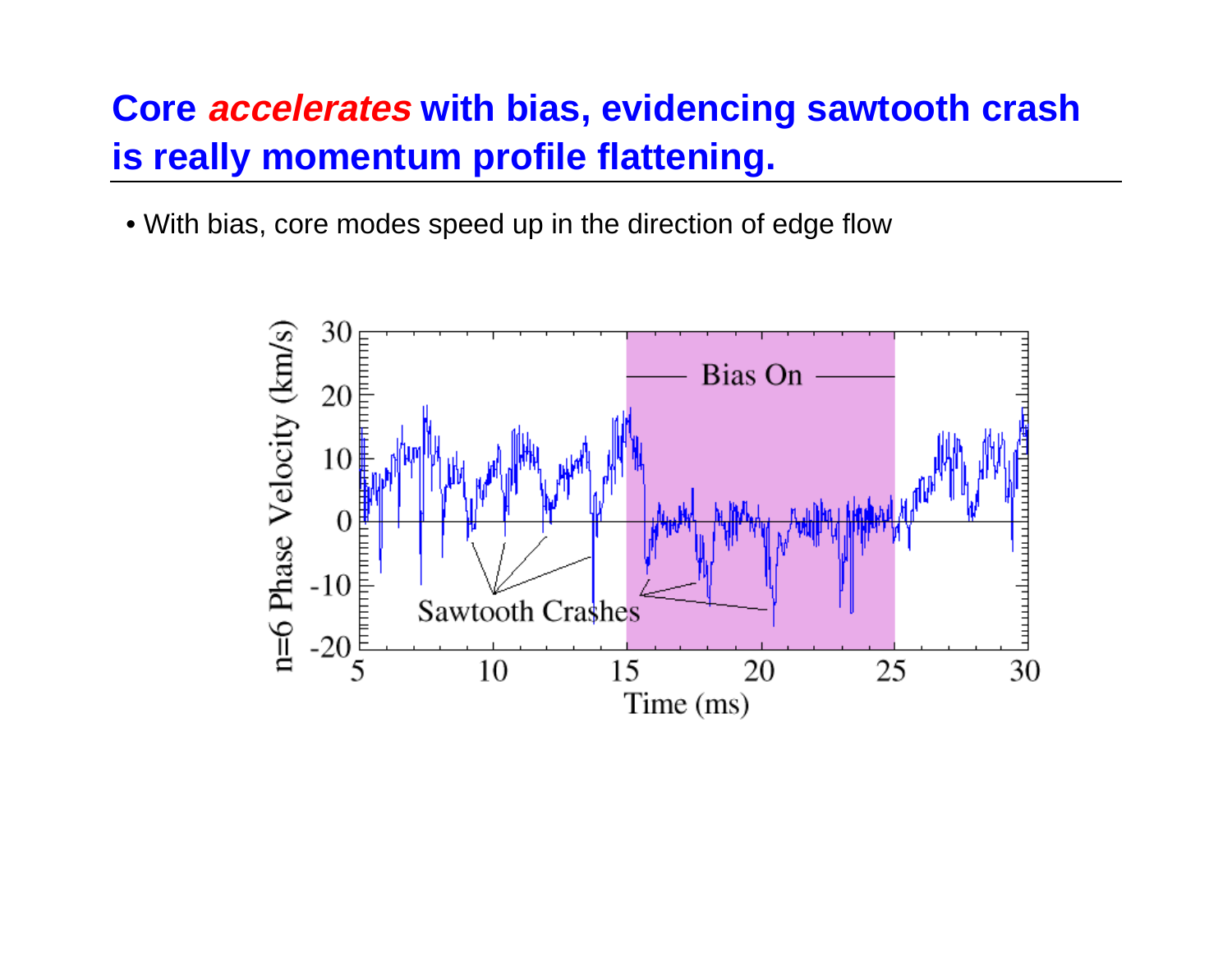# Core *accelerates* with bias, evidencing sawtooth crash is really momentum profile flattening.

- With bias, core modes speed up in the direction of edge flow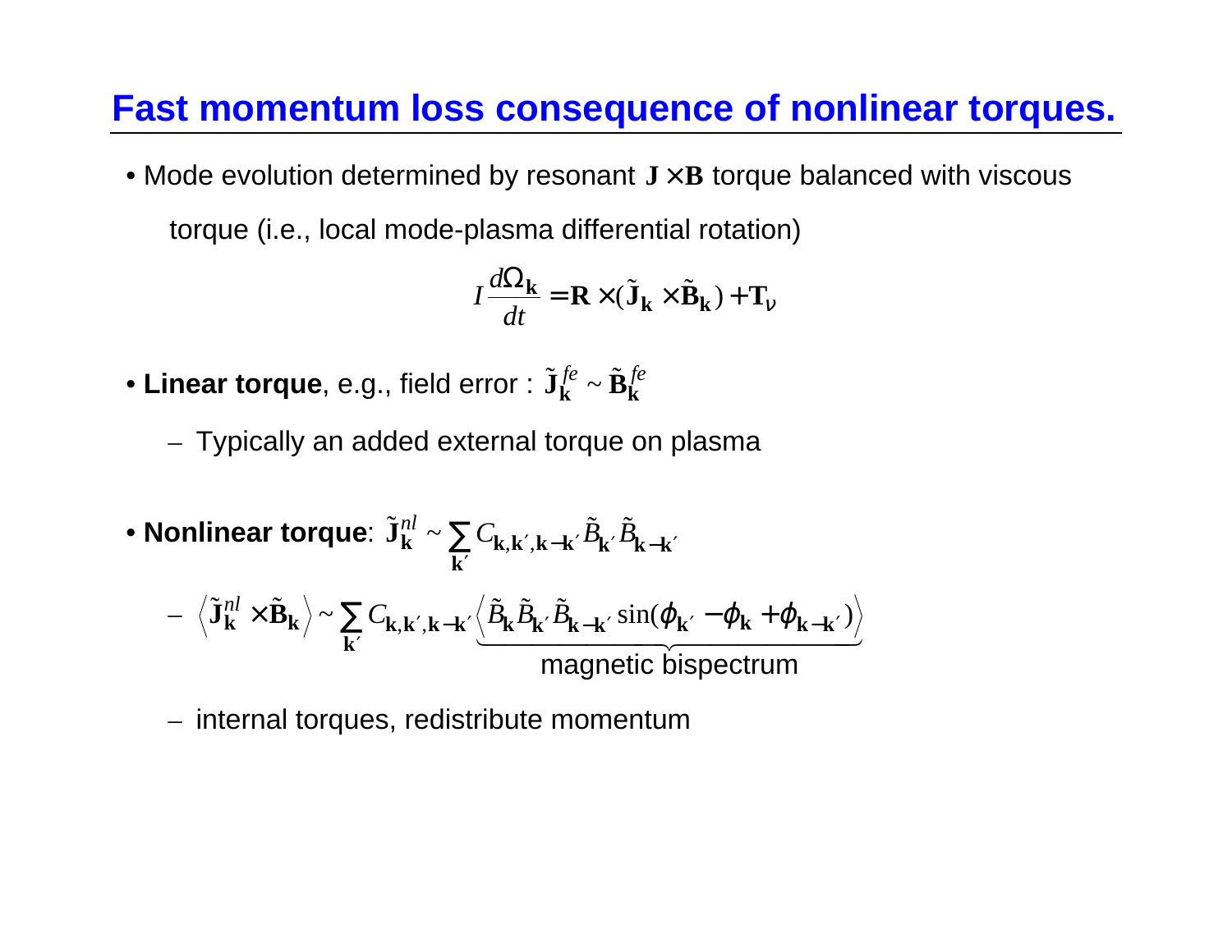# Fast momentum loss consequence of nonlinear torques.

- Mode evolution determined by resonant $\mathbf{J} \times \mathbf{B}$ torque balanced with viscous torque (i.e., local mode-plasma differential rotation)

$$I \frac{d\Omega_{\mathbf{k}}}{dt} = \mathbf{R} \times (\tilde{\mathbf{J}}_{\mathbf{k}} \times \tilde{\mathbf{B}}_{\mathbf{k}}) + \mathbf{T}_{\nu}$$

- **Linear torque**, e.g., field error : $\tilde{\mathbf{J}}_{\mathbf{k}}^{fe} \sim \tilde{\mathbf{B}}_{\mathbf{k}}^{fe}$
  - Typically an added external torque on plasma

- **Nonlinear torque**: $\tilde{\mathbf{J}}_{\mathbf{k}}^{nl} \sim \sum_{\mathbf{k}'} C_{\mathbf{k},\mathbf{k}',\mathbf{k}-\mathbf{k}'} \tilde{B}_{\mathbf{k}'} \tilde{B}_{\mathbf{k}-\mathbf{k}'}$
  - $\left\langle \tilde{\mathbf{J}}_{\mathbf{k}}^{nl} \times \tilde{\mathbf{B}}_{\mathbf{k}} \right\rangle \sim \sum_{\mathbf{k}'} C_{\mathbf{k},\mathbf{k}',\mathbf{k}-\mathbf{k}'} \underbrace{\left\langle \tilde{B}_{\mathbf{k}} \tilde{B}_{\mathbf{k}'} \tilde{B}_{\mathbf{k}-\mathbf{k}'} \sin(\phi_{\mathbf{k}'} - \phi_{\mathbf{k}} + \phi_{\mathbf{k}-\mathbf{k}'}) \right\rangle}_{\text{magnetic bispectrum}}$
  - internal torques, redistribute momentum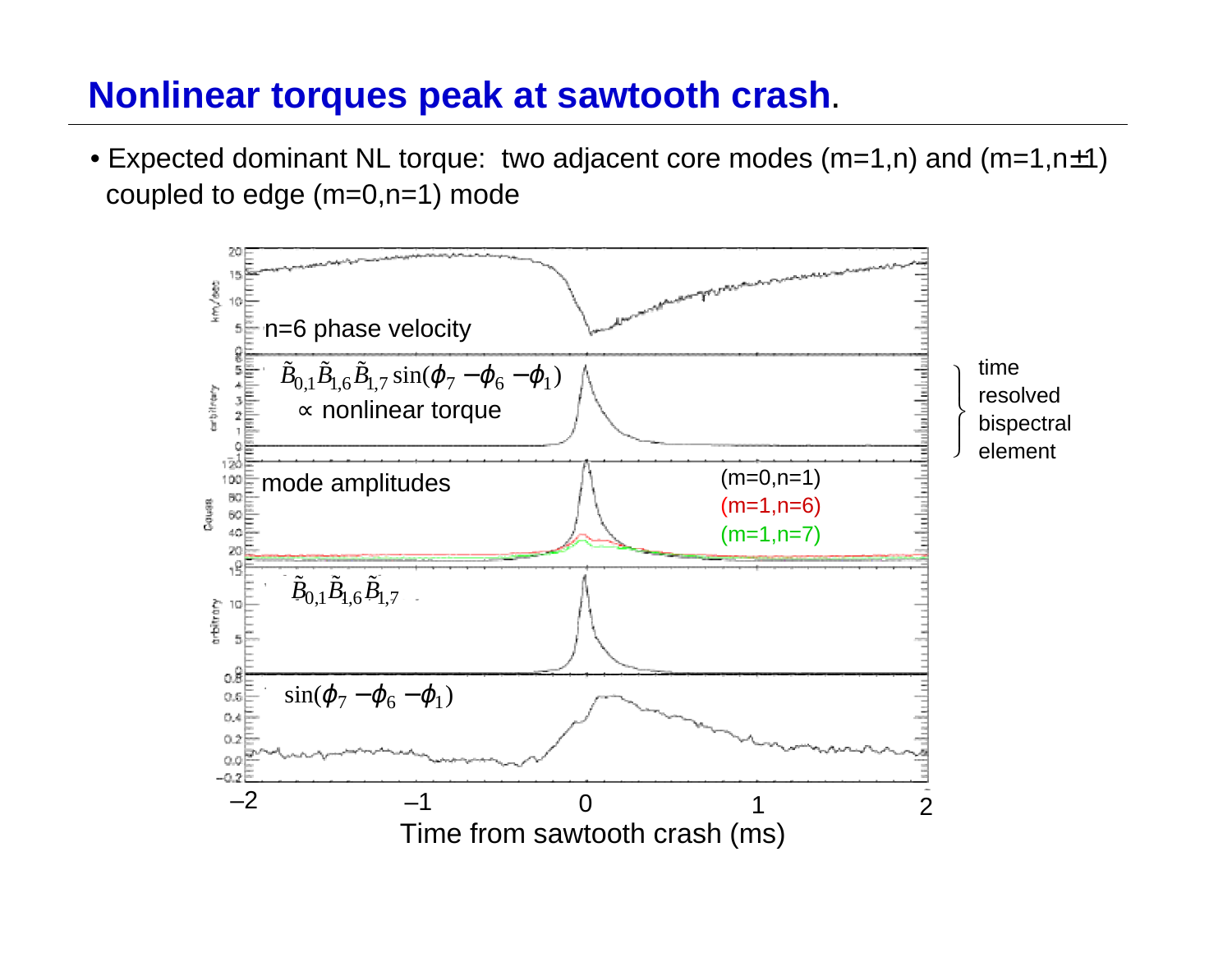# Nonlinear torques peak at sawtooth crash.

- Expected dominant NL torque: two adjacent core modes (m=1,n) and (m=1,n±1) coupled to edge (m=0,n=1) mode

n=6 phase velocity

$\tilde{B}_{0,1}\tilde{B}_{1,6}\tilde{B}_{1,7}\sin(\phi_7 - \phi_6 - \phi_1)$ ∝ nonlinear torque

time resolved bispectral element

mode amplitudes

(m=0,n=1)

(m=1,n=6)

(m=1,n=7)

$\tilde{B}_{0,1}\tilde{B}_{1,6}\tilde{B}_{1,7}$

$\sin(\phi_7 - \phi_6 - \phi_1)$

Time from sawtooth crash (ms)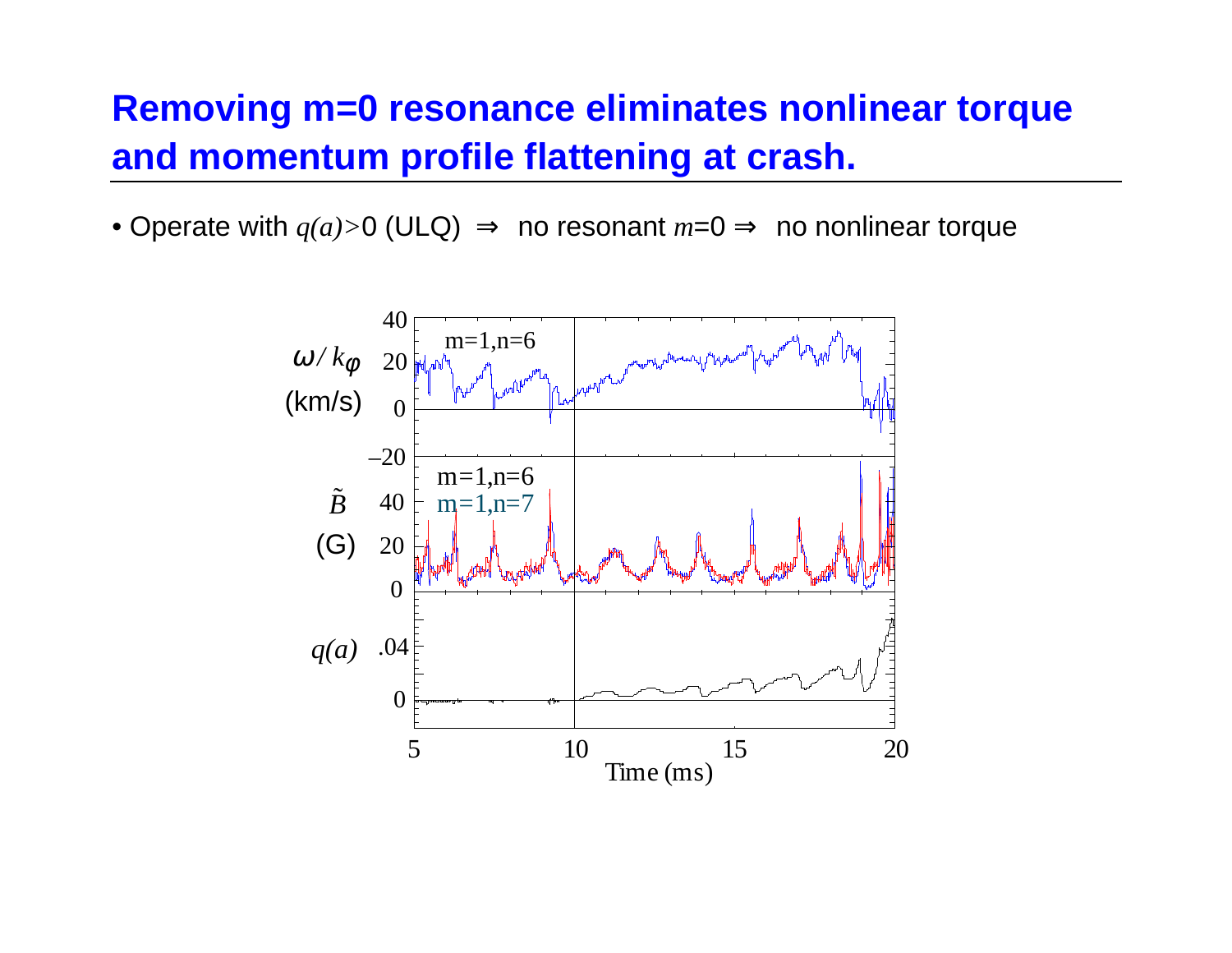# Removing m=0 resonance eliminates nonlinear torque and momentum profile flattening at crash.

- Operate with $q(a)>0$ (ULQ) $\Rightarrow$ no resonant $m=0$ $\Rightarrow$ no nonlinear torque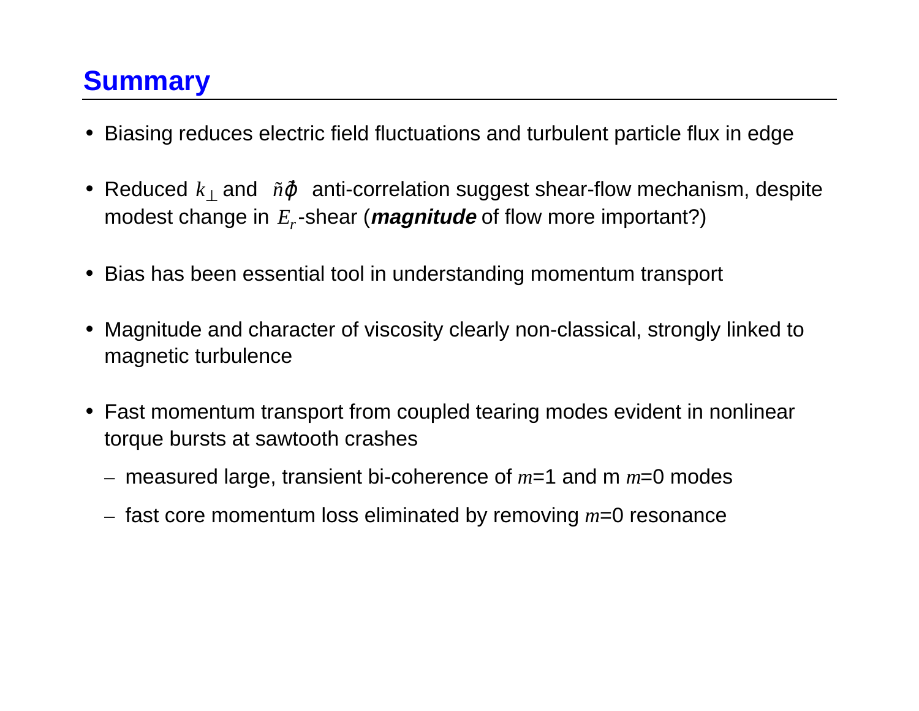## Summary

- Biasing reduces electric field fluctuations and turbulent particle flux in edge
- Reduced $k_\perp$ and $\tilde{n}\tilde{\varphi}$ anti-correlation suggest shear-flow mechanism, despite modest change in $E_r$-shear (***magnitude*** of flow more important?)
- Bias has been essential tool in understanding momentum transport
- Magnitude and character of viscosity clearly non-classical, strongly linked to magnetic turbulence
- Fast momentum transport from coupled tearing modes evident in nonlinear torque bursts at sawtooth crashes
  - measured large, transient bi-coherence of $m$=1 and m $m$=0 modes
  - fast core momentum loss eliminated by removing $m$=0 resonance